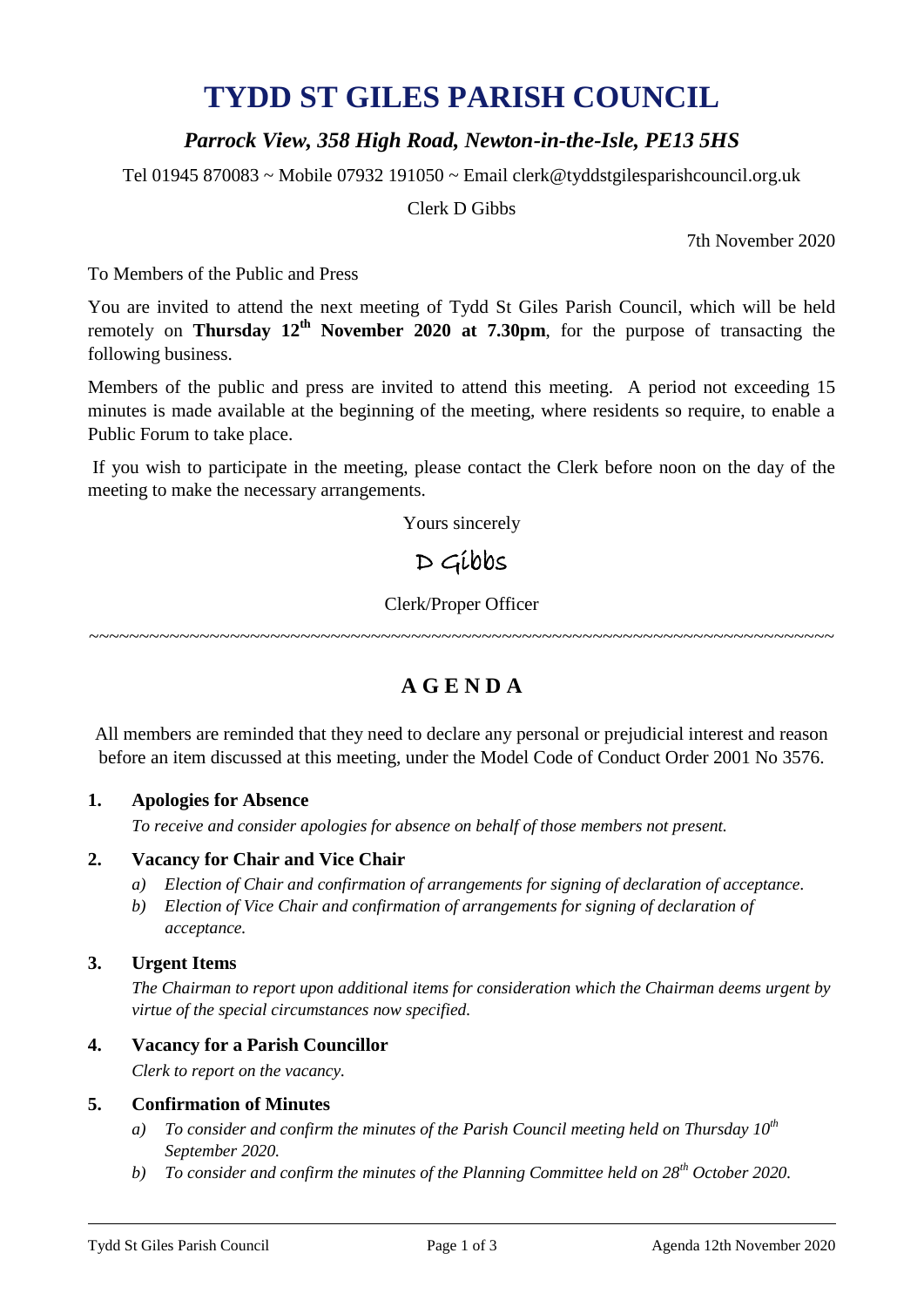# TYDD ST GILES PARISH COUNCIL

*Parrock View, 358 High Road, Newton-in-the-Isle, PE13 5HS*

Tel 01945 870083 ~ Mobile 07932 191050 ~ Email clerk@tyddstgilesparishcouncil.org.uk

Clerk D Gibbs

7th November 2020

To Members of the Public and Press

You are invited to attend the next meeting of Tydd St Giles Parish Council, which will be held remotely on **Thursday 12th November 2020 at 7.30pm**, for the purpose of transacting the following business.

Members of the public and press are invited to attend this meeting. A period not exceeding 15 minutes is made available at the beginning of the meeting, where residents so require, to enable a Public Forum to take place.

If you wish to participate in the meeting, please contact the Clerk before noon on the day of the meeting to make the necessary arrangements.

Yours sincerely

D Gibbs

Clerk/Proper Officer

~~~~~~~~~~~~~~~~~~~~~~~~~~~~~~~~~~~~~~~~~~~~~~~~~~~~~~~~~~~~~~~~~~~~~~~~~~~~

## A G E N D A

All members are reminded that they need to declare any personal or prejudicial interest and reason before an item discussed at this meeting, under the Model Code of Conduct Order 2001 No 3576.

**1. Apologies for Absence**

*To receive and consider apologies for absence on behalf of those members not present.*

**2. Vacancy for Chair and Vice Chair**

a) *Election of Chair and confirmation of arrangements for signing of declaration of acceptance.*
b) *Election of Vice Chair and confirmation of arrangements for signing of declaration of acceptance.*

**3. Urgent Items**

*The Chairman to report upon additional items for consideration which the Chairman deems urgent by virtue of the special circumstances now specified.*

**4. Vacancy for a Parish Councillor**

*Clerk to report on the vacancy.*

**5. Confirmation of Minutes**

a) *To consider and confirm the minutes of the Parish Council meeting held on Thursday 10th September 2020.*
b) *To consider and confirm the minutes of the Planning Committee held on 28th October 2020.*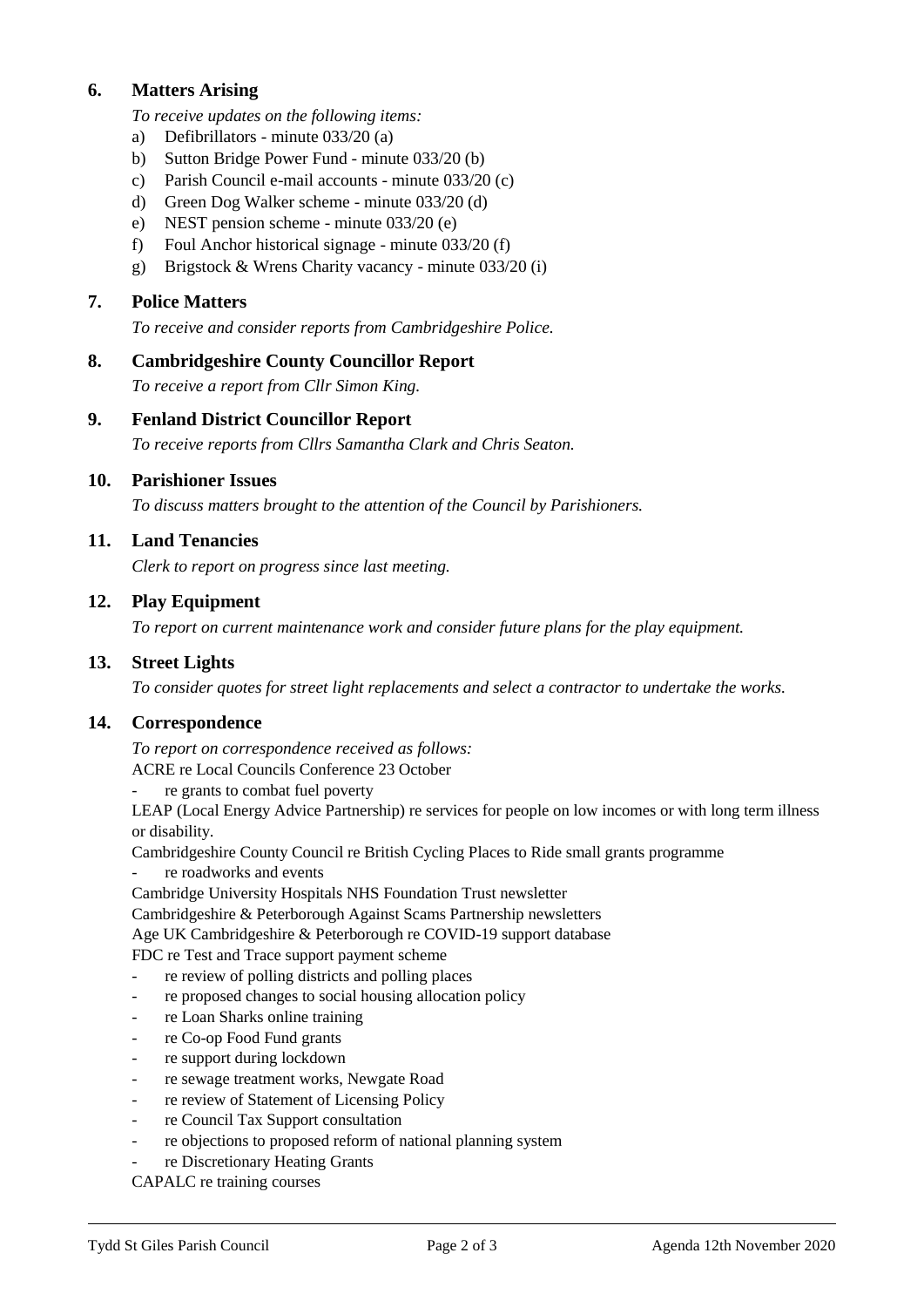## 6. Matters Arising

*To receive updates on the following items:*

a) Defibrillators - minute 033/20 (a)
b) Sutton Bridge Power Fund - minute 033/20 (b)
c) Parish Council e-mail accounts - minute 033/20 (c)
d) Green Dog Walker scheme - minute 033/20 (d)
e) NEST pension scheme - minute 033/20 (e)
f) Foul Anchor historical signage - minute 033/20 (f)
g) Brigstock & Wrens Charity vacancy - minute 033/20 (i)

## 7. Police Matters

*To receive and consider reports from Cambridgeshire Police.*

## 8. Cambridgeshire County Councillor Report

*To receive a report from Cllr Simon King.*

## 9. Fenland District Councillor Report

*To receive reports from Cllrs Samantha Clark and Chris Seaton.*

## 10. Parishioner Issues

*To discuss matters brought to the attention of the Council by Parishioners.*

## 11. Land Tenancies

*Clerk to report on progress since last meeting.*

## 12. Play Equipment

*To report on current maintenance work and consider future plans for the play equipment.*

## 13. Street Lights

*To consider quotes for street light replacements and select a contractor to undertake the works.*

## 14. Correspondence

*To report on correspondence received as follows:*

ACRE re Local Councils Conference 23 October
- re grants to combat fuel poverty

LEAP (Local Energy Advice Partnership) re services for people on low incomes or with long term illness or disability.

Cambridgeshire County Council re British Cycling Places to Ride small grants programme
- re roadworks and events

Cambridge University Hospitals NHS Foundation Trust newsletter

Cambridgeshire & Peterborough Against Scams Partnership newsletters

Age UK Cambridgeshire & Peterborough re COVID-19 support database

FDC re Test and Trace support payment scheme
- re review of polling districts and polling places
- re proposed changes to social housing allocation policy
- re Loan Sharks online training
- re Co-op Food Fund grants
- re support during lockdown
- re sewage treatment works, Newgate Road
- re review of Statement of Licensing Policy
- re Council Tax Support consultation
- re objections to proposed reform of national planning system
- re Discretionary Heating Grants

CAPALC re training courses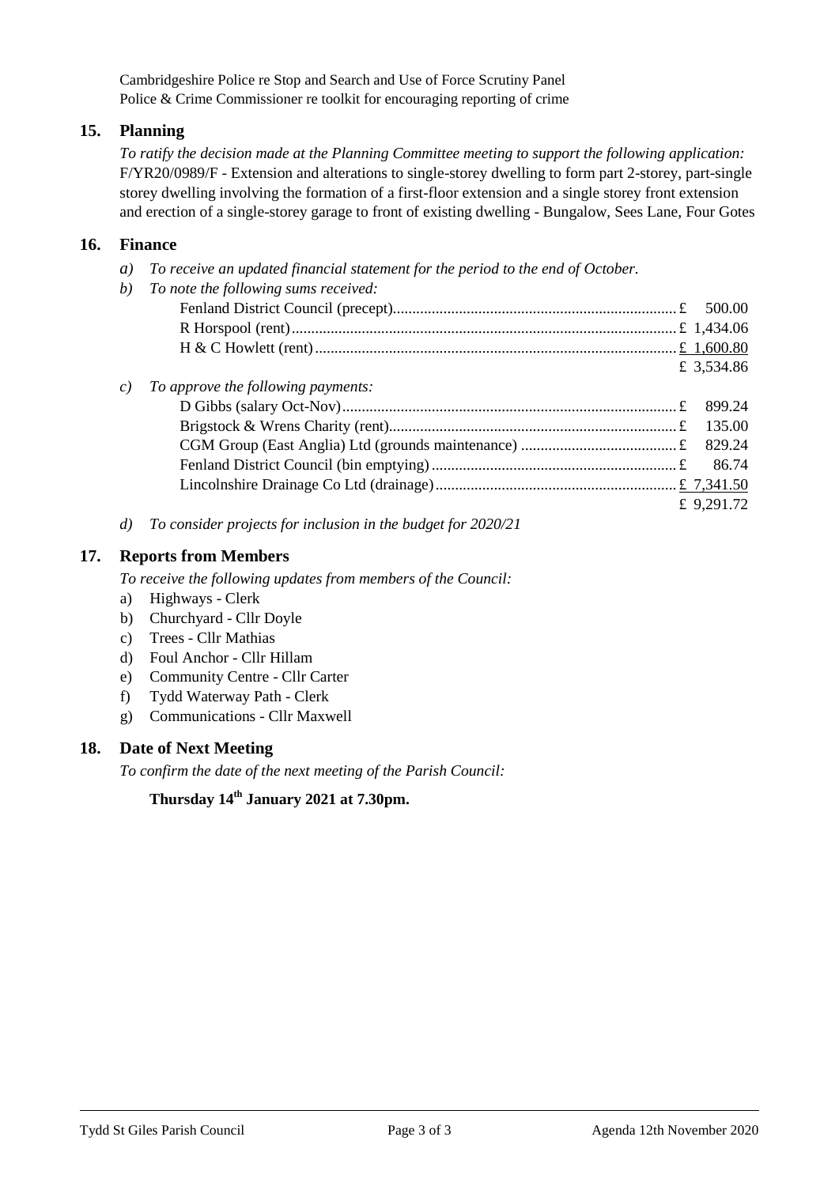Cambridgeshire Police re Stop and Search and Use of Force Scrutiny Panel
Police & Crime Commissioner re toolkit for encouraging reporting of crime

## 15. Planning

*To ratify the decision made at the Planning Committee meeting to support the following application:*
F/YR20/0989/F - Extension and alterations to single-storey dwelling to form part 2-storey, part-single storey dwelling involving the formation of a first-floor extension and a single storey front extension and erection of a single-storey garage to front of existing dwelling - Bungalow, Sees Lane, Four Gotes

## 16. Finance

*a) To receive an updated financial statement for the period to the end of October.*

*b) To note the following sums received:*

| | |
|---|---|
| Fenland District Council (precept) | £ 500.00 |
| R Horspool (rent) | £ 1,434.06 |
| H & C Howlett (rent) | £ 1,600.80 |
| | £ 3,534.86 |

*c) To approve the following payments:*

| | |
|---|---|
| D Gibbs (salary Oct-Nov) | £ 899.24 |
| Brigstock & Wrens Charity (rent) | £ 135.00 |
| CGM Group (East Anglia) Ltd (grounds maintenance) | £ 829.24 |
| Fenland District Council (bin emptying) | £ 86.74 |
| Lincolnshire Drainage Co Ltd (drainage) | £ 7,341.50 |
| | £ 9,291.72 |

*d) To consider projects for inclusion in the budget for 2020/21*

## 17. Reports from Members

*To receive the following updates from members of the Council:*

a) Highways - Clerk
b) Churchyard - Cllr Doyle
c) Trees - Cllr Mathias
d) Foul Anchor - Cllr Hillam
e) Community Centre - Cllr Carter
f) Tydd Waterway Path - Clerk
g) Communications - Cllr Maxwell

## 18. Date of Next Meeting

*To confirm the date of the next meeting of the Parish Council:*

**Thursday 14th January 2021 at 7.30pm.**